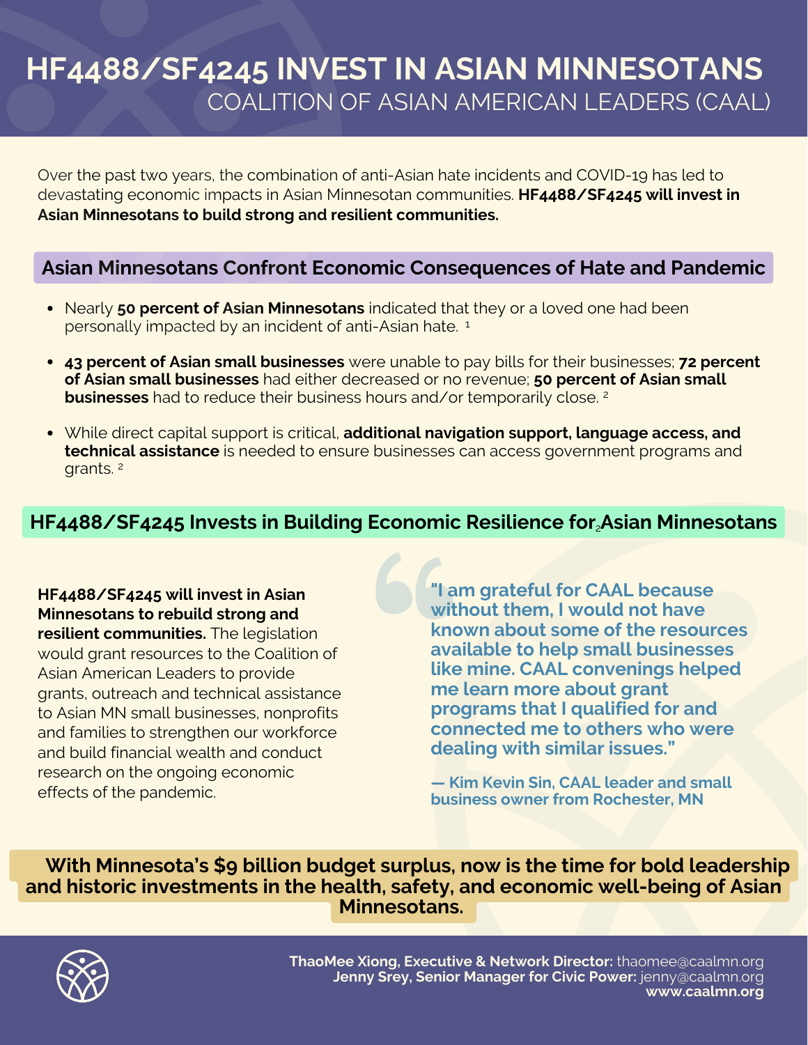# HF4488/SF4245 INVEST IN ASIAN MINNESOTANS

## COALITION OF ASIAN AMERICAN LEADERS (CAAL)

Over the past two years, the combination of anti-Asian hate incidents and COVID-19 has led to devastating economic impacts in Asian Minnesotan communities. **HF4488/SF4245 will invest in Asian Minnesotans to build strong and resilient communities.**

## Asian Minnesotans Confront Economic Consequences of Hate and Pandemic

- Nearly **50 percent of Asian Minnesotans** indicated that they or a loved one had been personally impacted by an incident of anti-Asian hate. [1]
- **43 percent of Asian small businesses** were unable to pay bills for their businesses; **72 percent of Asian small businesses** had either decreased or no revenue; **50 percent of Asian small businesses** had to reduce their business hours and/or temporarily close. [2]
- While direct capital support is critical, **additional navigation support, language access, and technical assistance** is needed to ensure businesses can access government programs and grants. [2]

## HF4488/SF4245 Invests in Building Economic Resilience for Asian Minnesotans

**HF4488/SF4245 will invest in Asian Minnesotans to rebuild strong and resilient communities.** The legislation would grant resources to the Coalition of Asian American Leaders to provide grants, outreach and technical assistance to Asian MN small businesses, nonprofits and families to strengthen our workforce and build financial wealth and conduct research on the ongoing economic effects of the pandemic.

> **"I am grateful for CAAL because without them, I would not have known about some of the resources available to help small businesses like mine. CAAL convenings helped me learn more about grant programs that I qualified for and connected me to others who were dealing with similar issues."**
>
> **— Kim Kevin Sin, CAAL leader and small business owner from Rochester, MN**

**With Minnesota's $9 billion budget surplus, now is the time for bold leadership and historic investments in the health, safety, and economic well-being of Asian Minnesotans.**

**ThaoMee Xiong, Executive & Network Director:** thaomee@caalmn.org
**Jenny Srey, Senior Manager for Civic Power:** jenny@caalmn.org
**www.caalmn.org**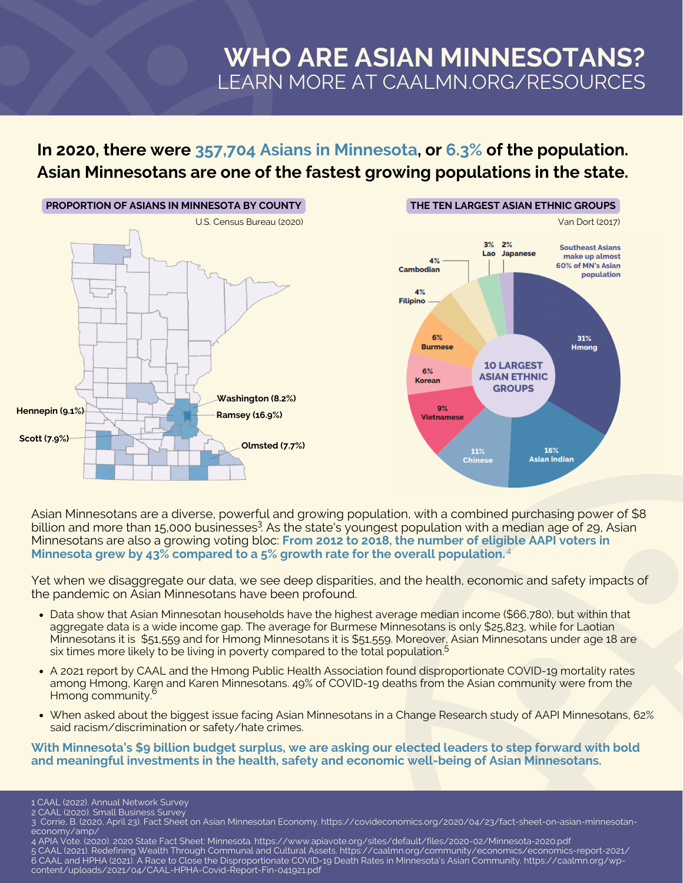# WHO ARE ASIAN MINNESOTANS?

LEARN MORE AT CAALMN.ORG/RESOURCES

**In 2020, there were 357,704 Asians in Minnesota, or 6.3% of the population. Asian Minnesotans are one of the fastest growing populations in the state.**

**PROPORTION OF ASIANS IN MINNESOTA BY COUNTY**

U.S. Census Bureau (2020)

Washington (8.2%)
Hennepin (9.1%)
Ramsey (16.9%)
Scott (7.9%)
Olmsted (7.7%)

**THE TEN LARGEST ASIAN ETHNIC GROUPS**

Van Dort (2017)

10 LARGEST ASIAN ETHNIC GROUPS

31% Hmong
16% Asian Indian
11% Chinese
9% Vietnamese
6% Korean
6% Burmese
4% Filipino
4% Cambodian
3% Lao
2% Japanese

Southeast Asians make up almost 60% of MN's Asian population

Asian Minnesotans are a diverse, powerful and growing population, with a combined purchasing power of $8 billion and more than 15,000 businesses[3]. As the state's youngest population with a median age of 29, Asian Minnesotans are also a growing voting bloc: **From 2012 to 2018, the number of eligible AAPI voters in Minnesota grew by 43% compared to a 5% growth rate for the overall population.**[4]

Yet when we disaggregate our data, we see deep disparities, and the health, economic and safety impacts of the pandemic on Asian Minnesotans have been profound.

- Data show that Asian Minnesotan households have the highest average median income ($66,780), but within that aggregate data is a wide income gap. The average for Burmese Minnesotans is only $25,823, while for Laotian Minnesotans it is $51,559 and for Hmong Minnesotans it is $51,559. Moreover, Asian Minnesotans under age 18 are six times more likely to be living in poverty compared to the total population.[5]
- A 2021 report by CAAL and the Hmong Public Health Association found disproportionate COVID-19 mortality rates among Hmong, Karen and Karen Minnesotans. 49% of COVID-19 deaths from the Asian community were from the Hmong community.[6]
- When asked about the biggest issue facing Asian Minnesotans in a Change Research study of AAPI Minnesotans, 62% said racism/discrimination or safety/hate crimes.

**With Minnesota's $9 billion budget surplus, we are asking our elected leaders to step forward with bold and meaningful investments in the health, safety and economic well-being of Asian Minnesotans.**

1 CAAL (2022). Annual Network Survey
2 CAAL (2020). Small Business Survey
3 Corrie, B. (2020, April 23). Fact Sheet on Asian Minnesotan Economy. https://covideconomics.org/2020/04/23/fact-sheet-on-asian-minnesotan-economy/amp/
4 APIA Vote. (2020). 2020 State Fact Sheet: Minnesota. https://www.apiavote.org/sites/default/files/2020-02/Minnesota-2020.pdf
5 CAAL (2021). Redefining Wealth Through Communal and Cultural Assets. https://caalmn.org/community/economics/economics-report-2021/
6 CAAL and HPHA (2021). A Race to Close the Disproportionate COVID-19 Death Rates in Minnesota's Asian Community. https://caalmn.org/wp-content/uploads/2021/04/CAAL-HPHA-Covid-Report-Fin-041921.pdf